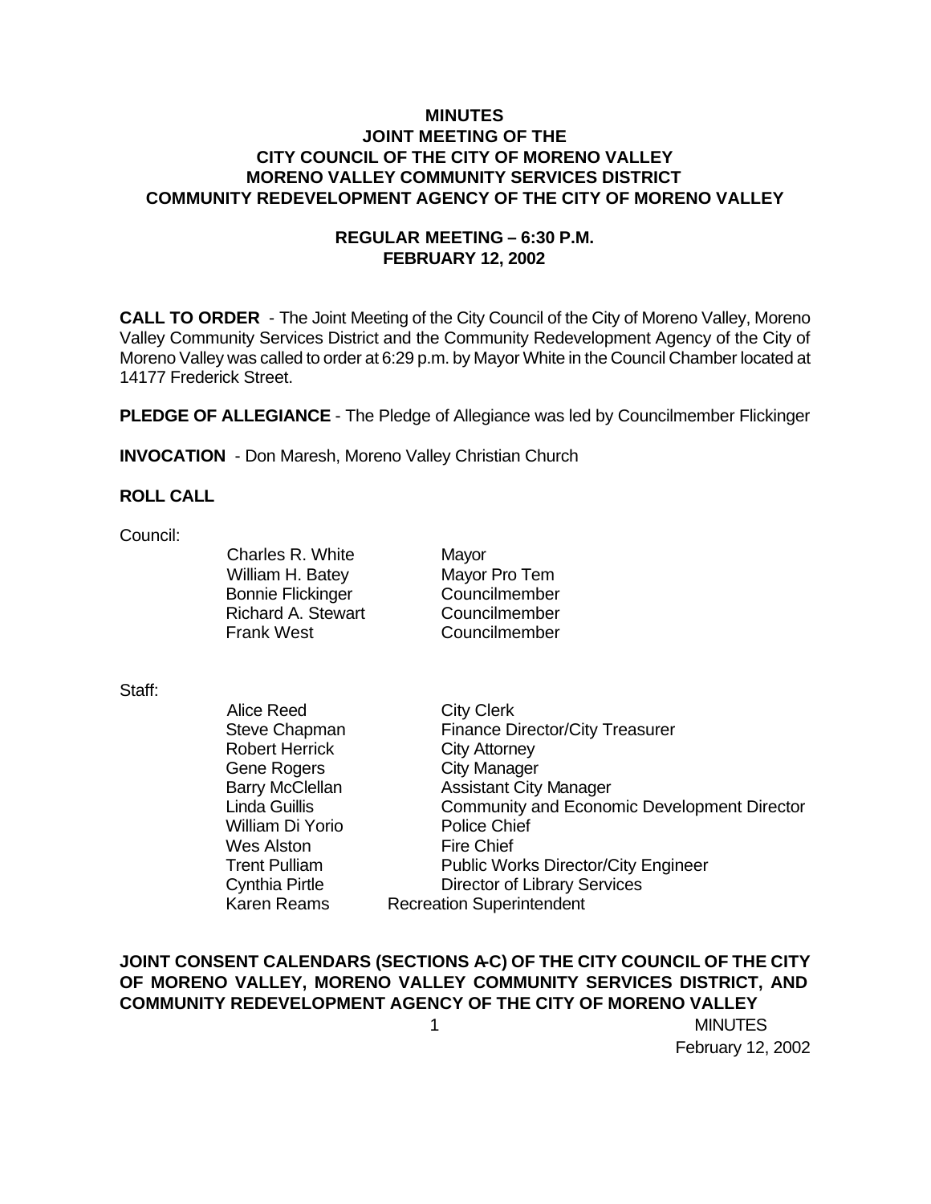# MINUTES
## JOINT MEETING OF THE
## CITY COUNCIL OF THE CITY OF MORENO VALLEY
## MORENO VALLEY COMMUNITY SERVICES DISTRICT
## COMMUNITY REDEVELOPMENT AGENCY OF THE CITY OF MORENO VALLEY

### REGULAR MEETING – 6:30 P.M.
### FEBRUARY 12, 2002

**CALL TO ORDER** - The Joint Meeting of the City Council of the City of Moreno Valley, Moreno Valley Community Services District and the Community Redevelopment Agency of the City of Moreno Valley was called to order at 6:29 p.m. by Mayor White in the Council Chamber located at 14177 Frederick Street.

**PLEDGE OF ALLEGIANCE** - The Pledge of Allegiance was led by Councilmember Flickinger

**INVOCATION** - Don Maresh, Moreno Valley Christian Church

**ROLL CALL**

Council:

| | |
|---|---|
| Charles R. White | Mayor |
| William H. Batey | Mayor Pro Tem |
| Bonnie Flickinger | Councilmember |
| Richard A. Stewart | Councilmember |
| Frank West | Councilmember |

Staff:

| | |
|---|---|
| Alice Reed | City Clerk |
| Steve Chapman | Finance Director/City Treasurer |
| Robert Herrick | City Attorney |
| Gene Rogers | City Manager |
| Barry McClellan | Assistant City Manager |
| Linda Guillis | Community and Economic Development Director |
| William Di Yorio | Police Chief |
| Wes Alston | Fire Chief |
| Trent Pulliam | Public Works Director/City Engineer |
| Cynthia Pirtle | Director of Library Services |
| Karen Reams | Recreation Superintendent |

**JOINT CONSENT CALENDARS (SECTIONS A-C) OF THE CITY COUNCIL OF THE CITY OF MORENO VALLEY, MORENO VALLEY COMMUNITY SERVICES DISTRICT, AND COMMUNITY REDEVELOPMENT AGENCY OF THE CITY OF MORENO VALLEY**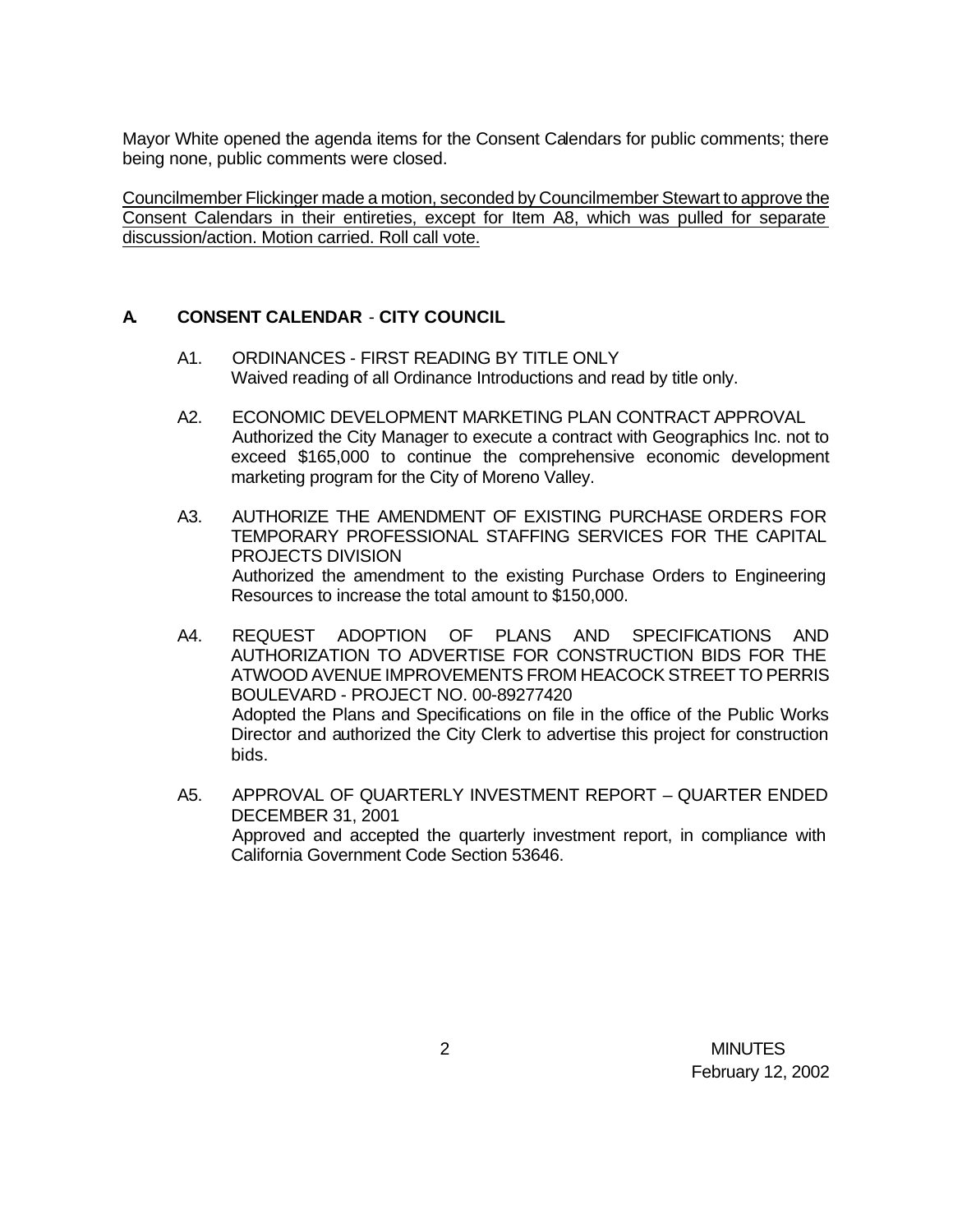Mayor White opened the agenda items for the Consent Calendars for public comments; there being none, public comments were closed.

<u>Councilmember Flickinger made a motion, seconded by Councilmember Stewart to approve the Consent Calendars in their entireties, except for Item A8, which was pulled for separate discussion/action. Motion carried. Roll call vote.</u>

## A. CONSENT CALENDAR - CITY COUNCIL

A1. ORDINANCES - FIRST READING BY TITLE ONLY
Waived reading of all Ordinance Introductions and read by title only.

A2. ECONOMIC DEVELOPMENT MARKETING PLAN CONTRACT APPROVAL
Authorized the City Manager to execute a contract with Geographics Inc. not to exceed $165,000 to continue the comprehensive economic development marketing program for the City of Moreno Valley.

A3. AUTHORIZE THE AMENDMENT OF EXISTING PURCHASE ORDERS FOR TEMPORARY PROFESSIONAL STAFFING SERVICES FOR THE CAPITAL PROJECTS DIVISION
Authorized the amendment to the existing Purchase Orders to Engineering Resources to increase the total amount to $150,000.

A4. REQUEST ADOPTION OF PLANS AND SPECIFICATIONS AND AUTHORIZATION TO ADVERTISE FOR CONSTRUCTION BIDS FOR THE ATWOOD AVENUE IMPROVEMENTS FROM HEACOCK STREET TO PERRIS BOULEVARD - PROJECT NO. 00-89277420
Adopted the Plans and Specifications on file in the office of the Public Works Director and authorized the City Clerk to advertise this project for construction bids.

A5. APPROVAL OF QUARTERLY INVESTMENT REPORT – QUARTER ENDED DECEMBER 31, 2001
Approved and accepted the quarterly investment report, in compliance with California Government Code Section 53646.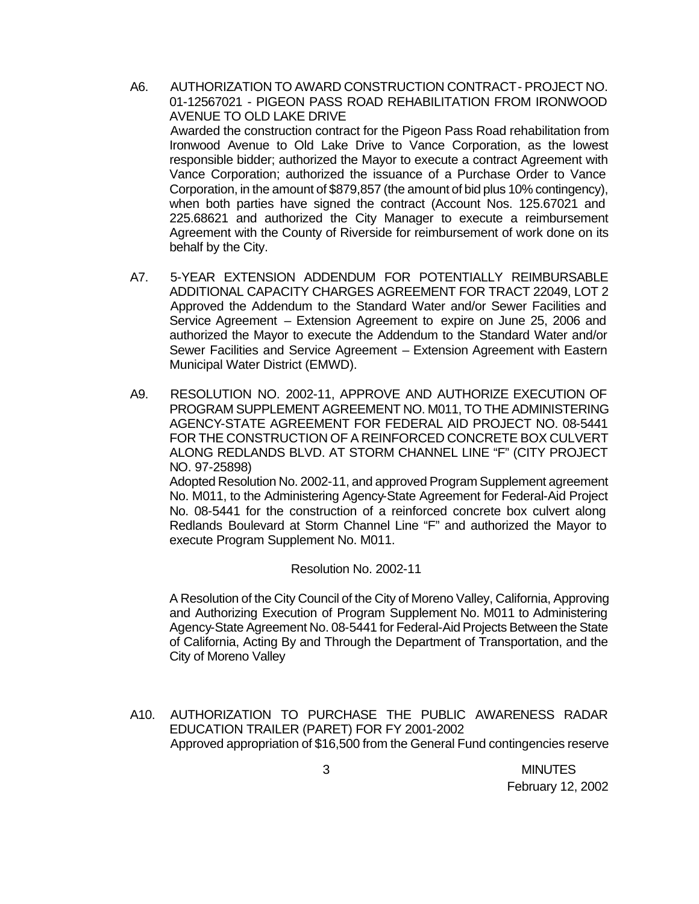A6. AUTHORIZATION TO AWARD CONSTRUCTION CONTRACT - PROJECT NO. 01-12567021 - PIGEON PASS ROAD REHABILITATION FROM IRONWOOD AVENUE TO OLD LAKE DRIVE

Awarded the construction contract for the Pigeon Pass Road rehabilitation from Ironwood Avenue to Old Lake Drive to Vance Corporation, as the lowest responsible bidder; authorized the Mayor to execute a contract Agreement with Vance Corporation; authorized the issuance of a Purchase Order to Vance Corporation, in the amount of $879,857 (the amount of bid plus 10% contingency), when both parties have signed the contract (Account Nos. 125.67021 and 225.68621 and authorized the City Manager to execute a reimbursement Agreement with the County of Riverside for reimbursement of work done on its behalf by the City.

A7. 5-YEAR EXTENSION ADDENDUM FOR POTENTIALLY REIMBURSABLE ADDITIONAL CAPACITY CHARGES AGREEMENT FOR TRACT 22049, LOT 2

Approved the Addendum to the Standard Water and/or Sewer Facilities and Service Agreement – Extension Agreement to expire on June 25, 2006 and authorized the Mayor to execute the Addendum to the Standard Water and/or Sewer Facilities and Service Agreement – Extension Agreement with Eastern Municipal Water District (EMWD).

A9. RESOLUTION NO. 2002-11, APPROVE AND AUTHORIZE EXECUTION OF PROGRAM SUPPLEMENT AGREEMENT NO. M011, TO THE ADMINISTERING AGENCY-STATE AGREEMENT FOR FEDERAL AID PROJECT NO. 08-5441 FOR THE CONSTRUCTION OF A REINFORCED CONCRETE BOX CULVERT ALONG REDLANDS BLVD. AT STORM CHANNEL LINE "F" (CITY PROJECT NO. 97-25898)

Adopted Resolution No. 2002-11, and approved Program Supplement agreement No. M011, to the Administering Agency-State Agreement for Federal-Aid Project No. 08-5441 for the construction of a reinforced concrete box culvert along Redlands Boulevard at Storm Channel Line "F" and authorized the Mayor to execute Program Supplement No. M011.

Resolution No. 2002-11

A Resolution of the City Council of the City of Moreno Valley, California, Approving and Authorizing Execution of Program Supplement No. M011 to Administering Agency-State Agreement No. 08-5441 for Federal-Aid Projects Between the State of California, Acting By and Through the Department of Transportation, and the City of Moreno Valley

A10. AUTHORIZATION TO PURCHASE THE PUBLIC AWARENESS RADAR EDUCATION TRAILER (PARET) FOR FY 2001-2002

Approved appropriation of $16,500 from the General Fund contingencies reserve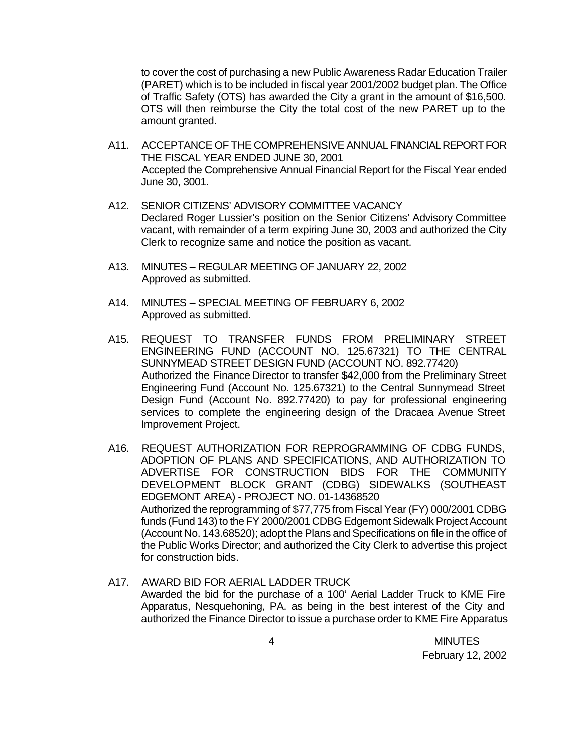to cover the cost of purchasing a new Public Awareness Radar Education Trailer (PARET) which is to be included in fiscal year 2001/2002 budget plan. The Office of Traffic Safety (OTS) has awarded the City a grant in the amount of $16,500. OTS will then reimburse the City the total cost of the new PARET up to the amount granted.

A11. ACCEPTANCE OF THE COMPREHENSIVE ANNUAL FINANCIAL REPORT FOR THE FISCAL YEAR ENDED JUNE 30, 2001
Accepted the Comprehensive Annual Financial Report for the Fiscal Year ended June 30, 3001.

A12. SENIOR CITIZENS' ADVISORY COMMITTEE VACANCY
Declared Roger Lussier's position on the Senior Citizens' Advisory Committee vacant, with remainder of a term expiring June 30, 2003 and authorized the City Clerk to recognize same and notice the position as vacant.

A13. MINUTES – REGULAR MEETING OF JANUARY 22, 2002
Approved as submitted.

A14. MINUTES – SPECIAL MEETING OF FEBRUARY 6, 2002
Approved as submitted.

A15. REQUEST TO TRANSFER FUNDS FROM PRELIMINARY STREET ENGINEERING FUND (ACCOUNT NO. 125.67321) TO THE CENTRAL SUNNYMEAD STREET DESIGN FUND (ACCOUNT NO. 892.77420)
Authorized the Finance Director to transfer $42,000 from the Preliminary Street Engineering Fund (Account No. 125.67321) to the Central Sunnymead Street Design Fund (Account No. 892.77420) to pay for professional engineering services to complete the engineering design of the Dracaea Avenue Street Improvement Project.

A16. REQUEST AUTHORIZATION FOR REPROGRAMMING OF CDBG FUNDS, ADOPTION OF PLANS AND SPECIFICATIONS, AND AUTHORIZATION TO ADVERTISE FOR CONSTRUCTION BIDS FOR THE COMMUNITY DEVELOPMENT BLOCK GRANT (CDBG) SIDEWALKS (SOUTHEAST EDGEMONT AREA) - PROJECT NO. 01-14368520
Authorized the reprogramming of $77,775 from Fiscal Year (FY) 000/2001 CDBG funds (Fund 143) to the FY 2000/2001 CDBG Edgemont Sidewalk Project Account (Account No. 143.68520); adopt the Plans and Specifications on file in the office of the Public Works Director; and authorized the City Clerk to advertise this project for construction bids.

A17. AWARD BID FOR AERIAL LADDER TRUCK
Awarded the bid for the purchase of a 100' Aerial Ladder Truck to KME Fire Apparatus, Nesquehoning, PA. as being in the best interest of the City and authorized the Finance Director to issue a purchase order to KME Fire Apparatus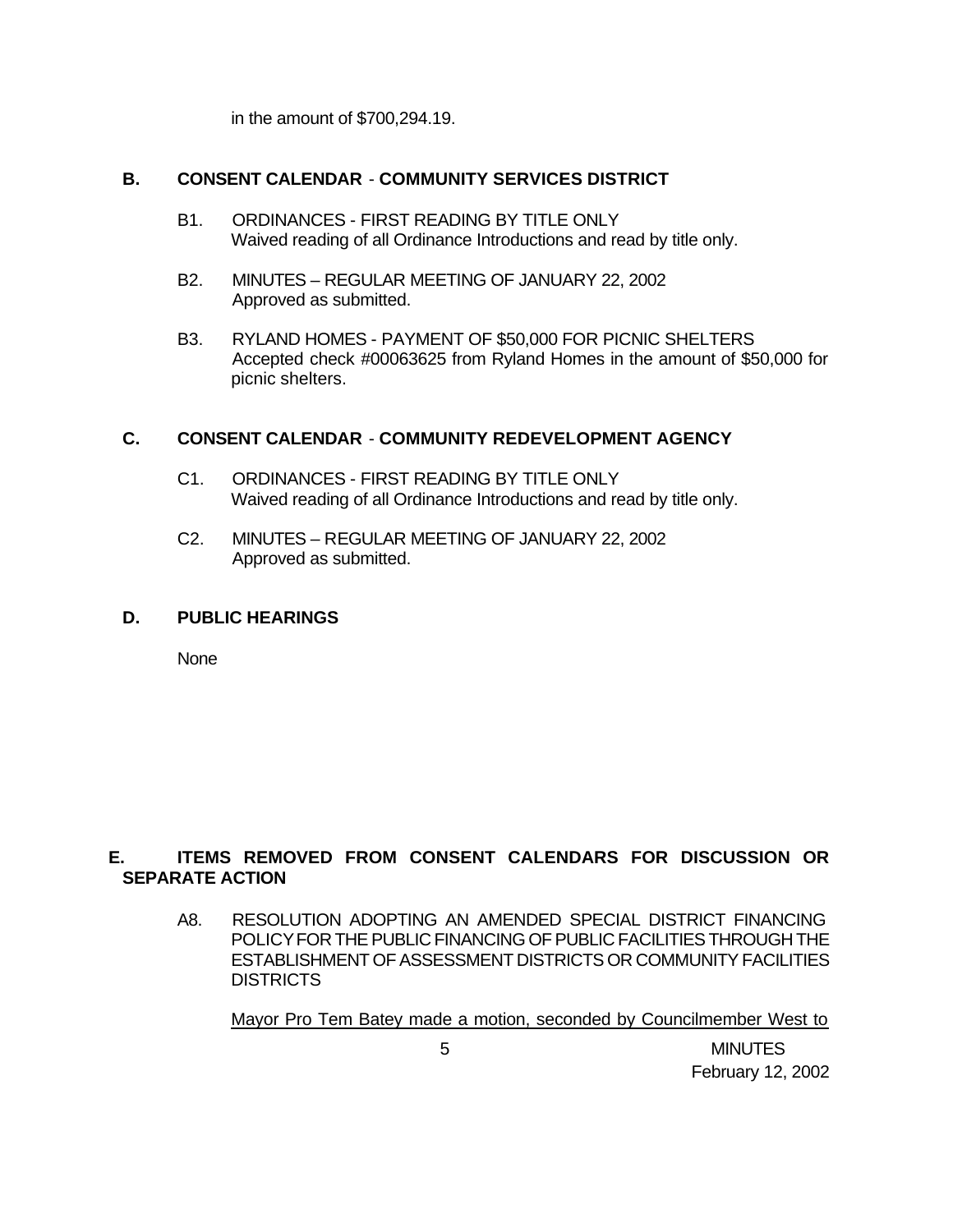in the amount of $700,294.19.

## B. CONSENT CALENDAR - COMMUNITY SERVICES DISTRICT

B1. ORDINANCES - FIRST READING BY TITLE ONLY
Waived reading of all Ordinance Introductions and read by title only.

B2. MINUTES – REGULAR MEETING OF JANUARY 22, 2002
Approved as submitted.

B3. RYLAND HOMES - PAYMENT OF $50,000 FOR PICNIC SHELTERS
Accepted check #00063625 from Ryland Homes in the amount of $50,000 for picnic shelters.

## C. CONSENT CALENDAR - COMMUNITY REDEVELOPMENT AGENCY

C1. ORDINANCES - FIRST READING BY TITLE ONLY
Waived reading of all Ordinance Introductions and read by title only.

C2. MINUTES – REGULAR MEETING OF JANUARY 22, 2002
Approved as submitted.

## D. PUBLIC HEARINGS

None

## E. ITEMS REMOVED FROM CONSENT CALENDARS FOR DISCUSSION OR SEPARATE ACTION

A8. RESOLUTION ADOPTING AN AMENDED SPECIAL DISTRICT FINANCING POLICY FOR THE PUBLIC FINANCING OF PUBLIC FACILITIES THROUGH THE ESTABLISHMENT OF ASSESSMENT DISTRICTS OR COMMUNITY FACILITIES DISTRICTS

Mayor Pro Tem Batey made a motion, seconded by Councilmember West to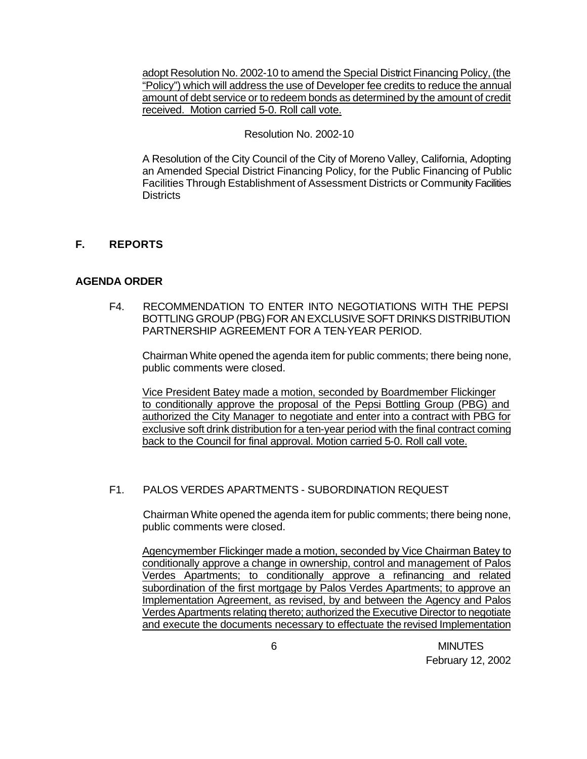adopt Resolution No. 2002-10 to amend the Special District Financing Policy, (the "Policy") which will address the use of Developer fee credits to reduce the annual amount of debt service or to redeem bonds as determined by the amount of credit received. Motion carried 5-0. Roll call vote.

Resolution No. 2002-10

A Resolution of the City Council of the City of Moreno Valley, California, Adopting an Amended Special District Financing Policy, for the Public Financing of Public Facilities Through Establishment of Assessment Districts or Community Facilities Districts

## F. REPORTS

### AGENDA ORDER

F4. RECOMMENDATION TO ENTER INTO NEGOTIATIONS WITH THE PEPSI BOTTLING GROUP (PBG) FOR AN EXCLUSIVE SOFT DRINKS DISTRIBUTION PARTNERSHIP AGREEMENT FOR A TEN-YEAR PERIOD.

Chairman White opened the agenda item for public comments; there being none, public comments were closed.

Vice President Batey made a motion, seconded by Boardmember Flickinger to conditionally approve the proposal of the Pepsi Bottling Group (PBG) and authorized the City Manager to negotiate and enter into a contract with PBG for exclusive soft drink distribution for a ten-year period with the final contract coming back to the Council for final approval. Motion carried 5-0. Roll call vote.

F1. PALOS VERDES APARTMENTS - SUBORDINATION REQUEST

Chairman White opened the agenda item for public comments; there being none, public comments were closed.

Agencymember Flickinger made a motion, seconded by Vice Chairman Batey to conditionally approve a change in ownership, control and management of Palos Verdes Apartments; to conditionally approve a refinancing and related subordination of the first mortgage by Palos Verdes Apartments; to approve an Implementation Agreement, as revised, by and between the Agency and Palos Verdes Apartments relating thereto; authorized the Executive Director to negotiate and execute the documents necessary to effectuate the revised Implementation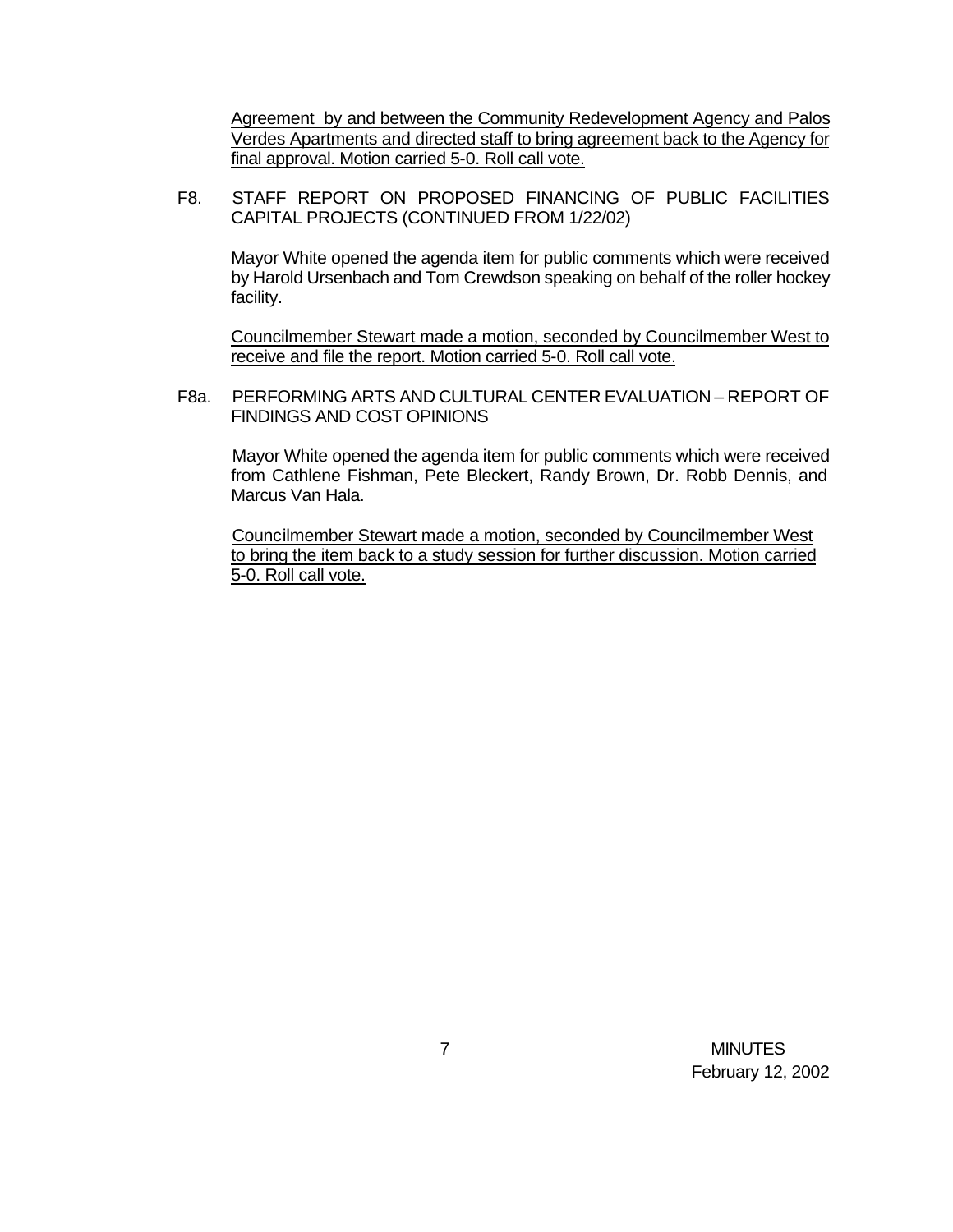Agreement by and between the Community Redevelopment Agency and Palos Verdes Apartments and directed staff to bring agreement back to the Agency for final approval. Motion carried 5-0. Roll call vote.

F8. STAFF REPORT ON PROPOSED FINANCING OF PUBLIC FACILITIES CAPITAL PROJECTS (CONTINUED FROM 1/22/02)

Mayor White opened the agenda item for public comments which were received by Harold Ursenbach and Tom Crewdson speaking on behalf of the roller hockey facility.

Councilmember Stewart made a motion, seconded by Councilmember West to receive and file the report. Motion carried 5-0. Roll call vote.

F8a. PERFORMING ARTS AND CULTURAL CENTER EVALUATION – REPORT OF FINDINGS AND COST OPINIONS

Mayor White opened the agenda item for public comments which were received from Cathlene Fishman, Pete Bleckert, Randy Brown, Dr. Robb Dennis, and Marcus Van Hala.

Councilmember Stewart made a motion, seconded by Councilmember West to bring the item back to a study session for further discussion. Motion carried 5-0. Roll call vote.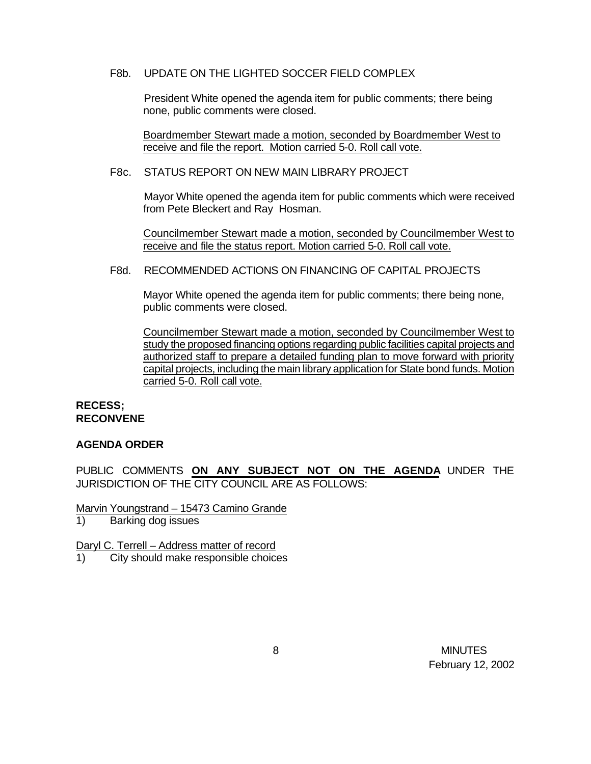F8b. UPDATE ON THE LIGHTED SOCCER FIELD COMPLEX

President White opened the agenda item for public comments; there being none, public comments were closed.

Boardmember Stewart made a motion, seconded by Boardmember West to receive and file the report. Motion carried 5-0. Roll call vote.

F8c. STATUS REPORT ON NEW MAIN LIBRARY PROJECT

Mayor White opened the agenda item for public comments which were received from Pete Bleckert and Ray Hosman.

Councilmember Stewart made a motion, seconded by Councilmember West to receive and file the status report. Motion carried 5-0. Roll call vote.

F8d. RECOMMENDED ACTIONS ON FINANCING OF CAPITAL PROJECTS

Mayor White opened the agenda item for public comments; there being none, public comments were closed.

Councilmember Stewart made a motion, seconded by Councilmember West to study the proposed financing options regarding public facilities capital projects and authorized staff to prepare a detailed funding plan to move forward with priority capital projects, including the main library application for State bond funds. Motion carried 5-0. Roll call vote.

**RECESS;**
**RECONVENE**

**AGENDA ORDER**

PUBLIC COMMENTS **ON ANY SUBJECT NOT ON THE AGENDA** UNDER THE JURISDICTION OF THE CITY COUNCIL ARE AS FOLLOWS:

Marvin Youngstrand – 15473 Camino Grande

1) Barking dog issues

Daryl C. Terrell – Address matter of record

1) City should make responsible choices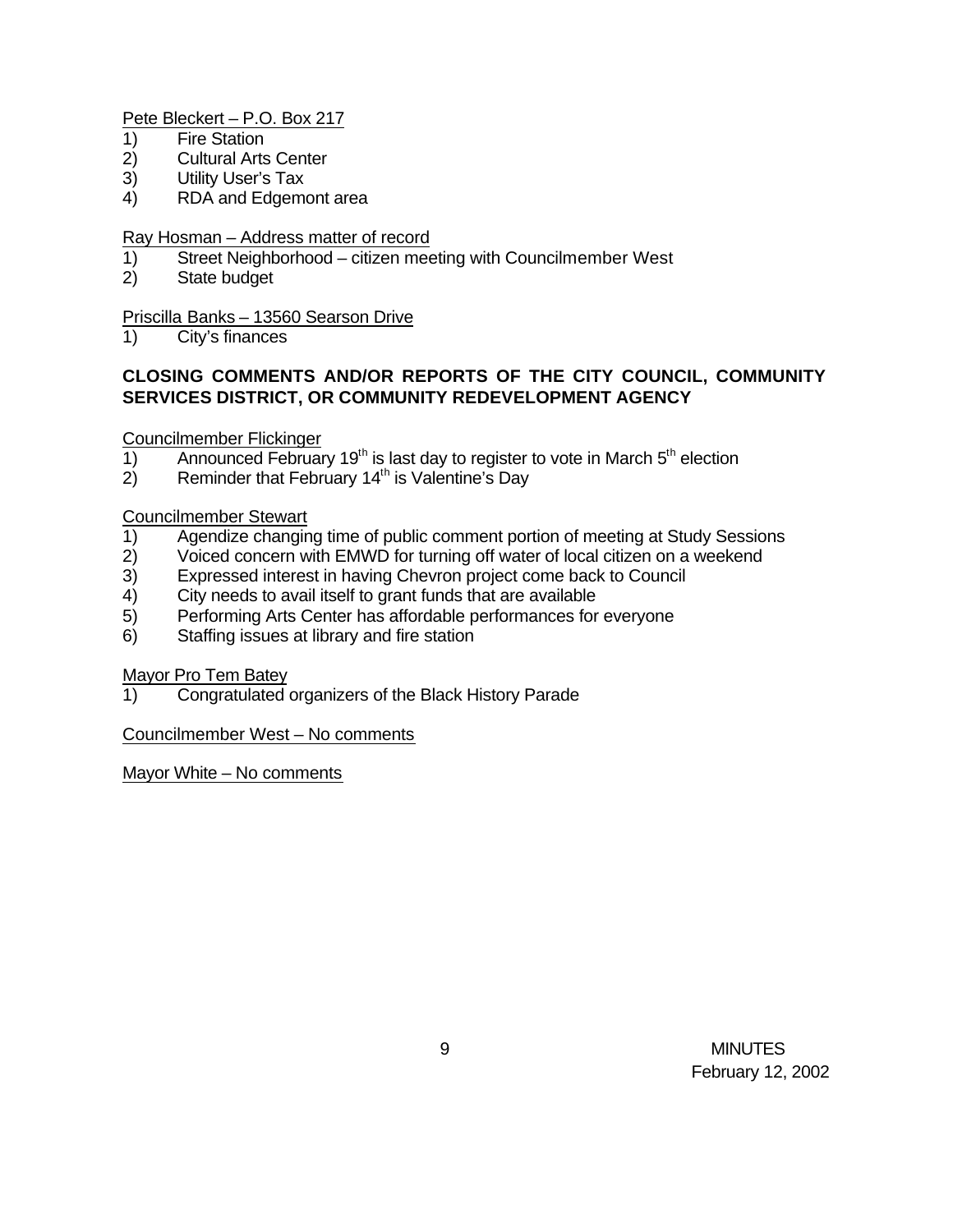Pete Bleckert – P.O. Box 217

1) Fire Station
2) Cultural Arts Center
3) Utility User's Tax
4) RDA and Edgemont area

Ray Hosman – Address matter of record

1) Street Neighborhood – citizen meeting with Councilmember West
2) State budget

Priscilla Banks – 13560 Searson Drive

1) City's finances

**CLOSING COMMENTS AND/OR REPORTS OF THE CITY COUNCIL, COMMUNITY SERVICES DISTRICT, OR COMMUNITY REDEVELOPMENT AGENCY**

Councilmember Flickinger

1) Announced February 19th is last day to register to vote in March 5th election
2) Reminder that February 14th is Valentine's Day

Councilmember Stewart

1) Agendize changing time of public comment portion of meeting at Study Sessions
2) Voiced concern with EMWD for turning off water of local citizen on a weekend
3) Expressed interest in having Chevron project come back to Council
4) City needs to avail itself to grant funds that are available
5) Performing Arts Center has affordable performances for everyone
6) Staffing issues at library and fire station

Mayor Pro Tem Batey

1) Congratulated organizers of the Black History Parade

Councilmember West – No comments

Mayor White – No comments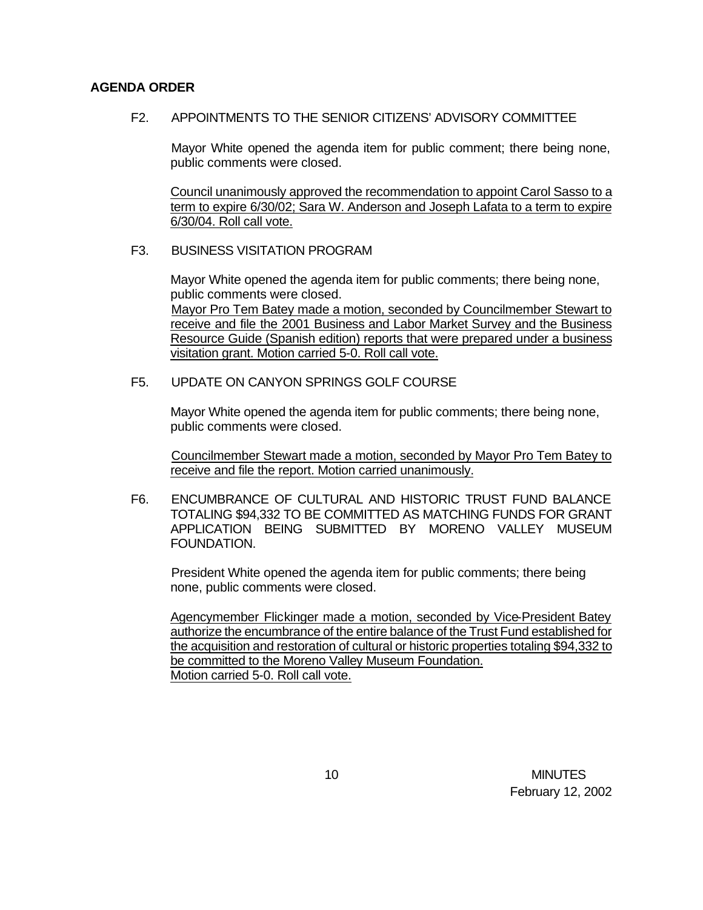**AGENDA ORDER**

F2. APPOINTMENTS TO THE SENIOR CITIZENS' ADVISORY COMMITTEE

Mayor White opened the agenda item for public comment; there being none, public comments were closed.

Council unanimously approved the recommendation to appoint Carol Sasso to a term to expire 6/30/02; Sara W. Anderson and Joseph Lafata to a term to expire 6/30/04. Roll call vote.

F3. BUSINESS VISITATION PROGRAM

Mayor White opened the agenda item for public comments; there being none, public comments were closed.
Mayor Pro Tem Batey made a motion, seconded by Councilmember Stewart to receive and file the 2001 Business and Labor Market Survey and the Business Resource Guide (Spanish edition) reports that were prepared under a business visitation grant. Motion carried 5-0. Roll call vote.

F5. UPDATE ON CANYON SPRINGS GOLF COURSE

Mayor White opened the agenda item for public comments; there being none, public comments were closed.

Councilmember Stewart made a motion, seconded by Mayor Pro Tem Batey to receive and file the report. Motion carried unanimously.

F6. ENCUMBRANCE OF CULTURAL AND HISTORIC TRUST FUND BALANCE TOTALING $94,332 TO BE COMMITTED AS MATCHING FUNDS FOR GRANT APPLICATION BEING SUBMITTED BY MORENO VALLEY MUSEUM FOUNDATION.

President White opened the agenda item for public comments; there being none, public comments were closed.

Agencymember Flickinger made a motion, seconded by Vice-President Batey authorize the encumbrance of the entire balance of the Trust Fund established for the acquisition and restoration of cultural or historic properties totaling $94,332 to be committed to the Moreno Valley Museum Foundation.
Motion carried 5-0. Roll call vote.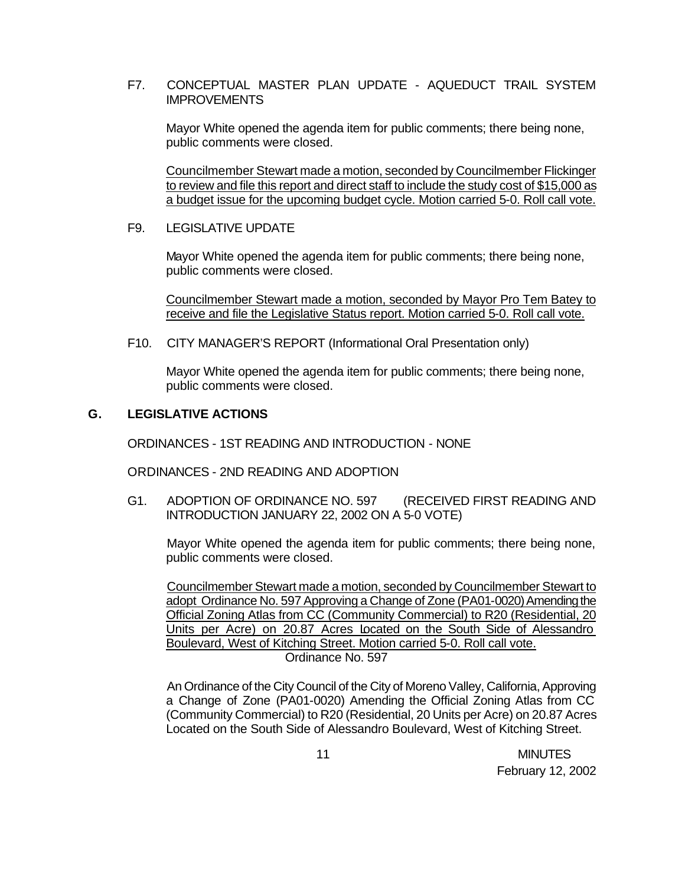F7. CONCEPTUAL MASTER PLAN UPDATE - AQUEDUCT TRAIL SYSTEM IMPROVEMENTS

Mayor White opened the agenda item for public comments; there being none, public comments were closed.

Councilmember Stewart made a motion, seconded by Councilmember Flickinger to review and file this report and direct staff to include the study cost of $15,000 as a budget issue for the upcoming budget cycle. Motion carried 5-0. Roll call vote.

F9. LEGISLATIVE UPDATE

Mayor White opened the agenda item for public comments; there being none, public comments were closed.

Councilmember Stewart made a motion, seconded by Mayor Pro Tem Batey to receive and file the Legislative Status report. Motion carried 5-0. Roll call vote.

F10. CITY MANAGER'S REPORT (Informational Oral Presentation only)

Mayor White opened the agenda item for public comments; there being none, public comments were closed.

## G. LEGISLATIVE ACTIONS

ORDINANCES - 1ST READING AND INTRODUCTION - NONE

ORDINANCES - 2ND READING AND ADOPTION

G1. ADOPTION OF ORDINANCE NO. 597 (RECEIVED FIRST READING AND INTRODUCTION JANUARY 22, 2002 ON A 5-0 VOTE)

Mayor White opened the agenda item for public comments; there being none, public comments were closed.

Councilmember Stewart made a motion, seconded by Councilmember Stewart to adopt Ordinance No. 597 Approving a Change of Zone (PA01-0020) Amending the Official Zoning Atlas from CC (Community Commercial) to R20 (Residential, 20 Units per Acre) on 20.87 Acres Located on the South Side of Alessandro Boulevard, West of Kitching Street. Motion carried 5-0. Roll call vote.

Ordinance No. 597

An Ordinance of the City Council of the City of Moreno Valley, California, Approving a Change of Zone (PA01-0020) Amending the Official Zoning Atlas from CC (Community Commercial) to R20 (Residential, 20 Units per Acre) on 20.87 Acres Located on the South Side of Alessandro Boulevard, West of Kitching Street.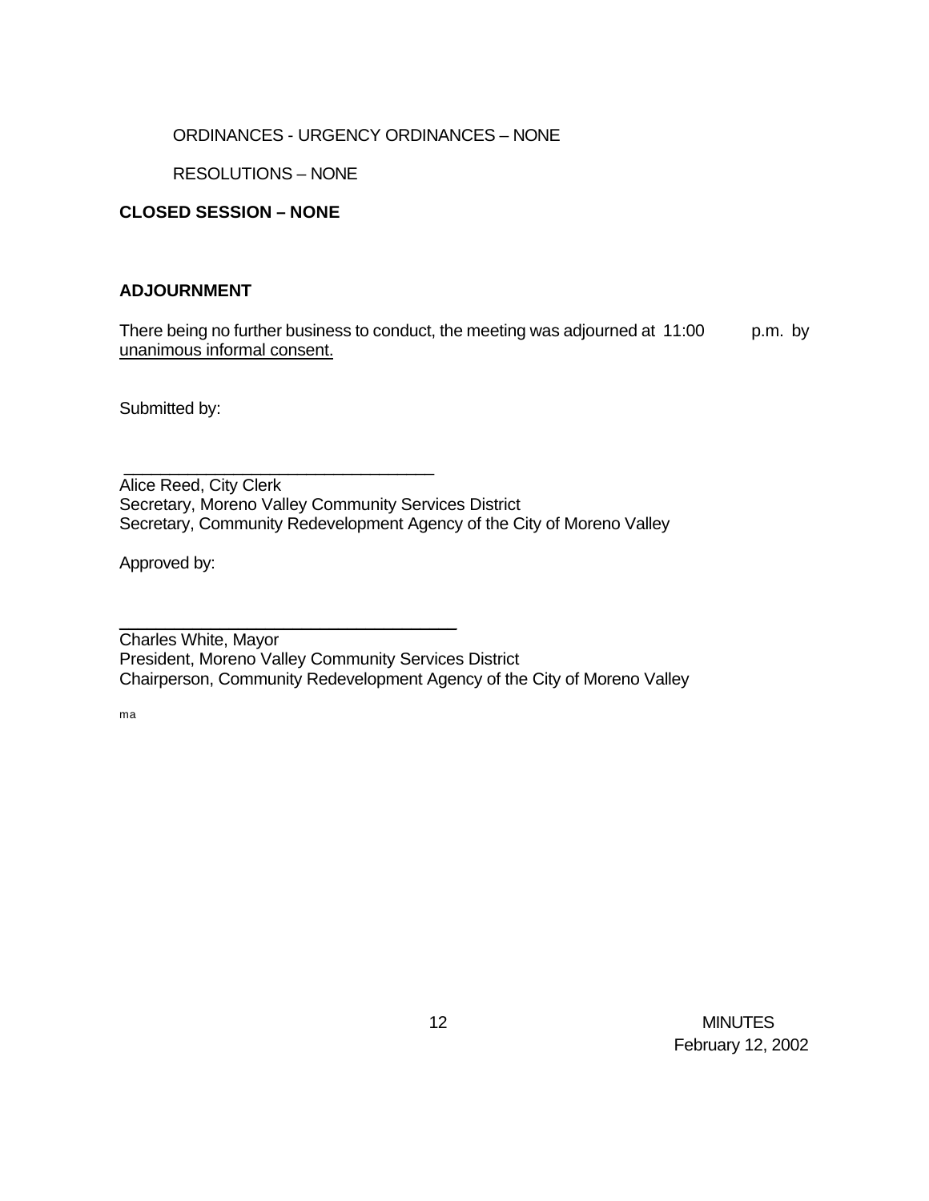ORDINANCES - URGENCY ORDINANCES – NONE

RESOLUTIONS – NONE

**CLOSED SESSION – NONE**

**ADJOURNMENT**

There being no further business to conduct, the meeting was adjourned at 11:00 p.m. by unanimous informal consent.

Submitted by:

___________________________________
Alice Reed, City Clerk
Secretary, Moreno Valley Community Services District
Secretary, Community Redevelopment Agency of the City of Moreno Valley

Approved by:

___________________________________
Charles White, Mayor
President, Moreno Valley Community Services District
Chairperson, Community Redevelopment Agency of the City of Moreno Valley

ma

MINUTES
February 12, 2002